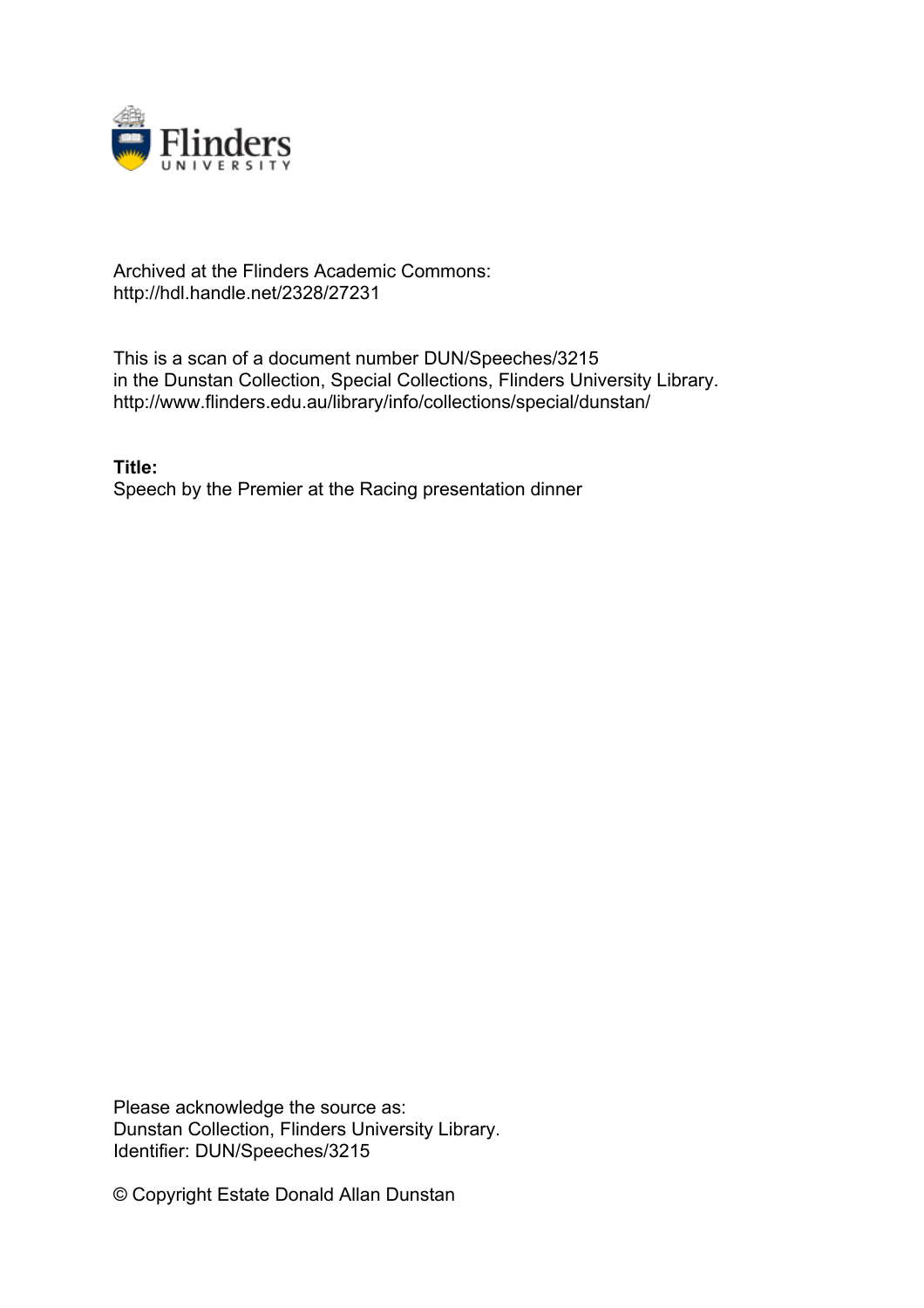Archived at the Flinders Academic Commons:
http://hdl.handle.net/2328/27231

This is a scan of a document number DUN/Speeches/3215
in the Dunstan Collection, Special Collections, Flinders University Library.
http://www.flinders.edu.au/library/info/collections/special/dunstan/

**Title:**
Speech by the Premier at the Racing presentation dinner

Please acknowledge the source as:
Dunstan Collection, Flinders University Library.
Identifier: DUN/Speeches/3215

© Copyright Estate Donald Allan Dunstan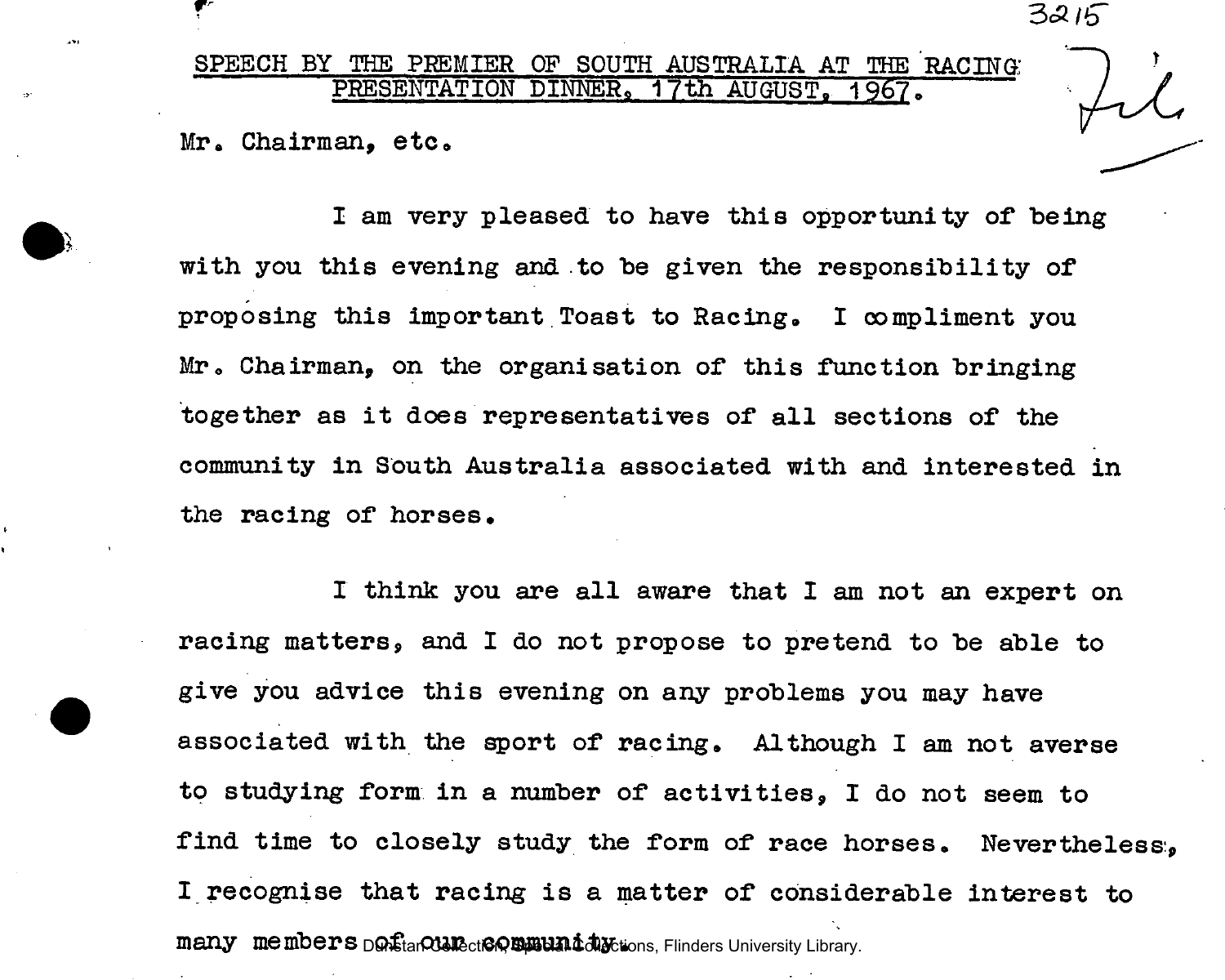## SPEECH BY THE PREMIER OF SOUTH AUSTRALIA AT THE RACING PRESENTATION DINNER, 17th AUGUST, 1967.

Mr. Chairman, etc.

I am very pleased to have this opportunity of being with you this evening and to be given the responsibility of proposing this important Toast to Racing. I compliment you Mr. Chairman, on the organisation of this function bringing together as it does representatives of all sections of the community in South Australia associated with and interested in the racing of horses.

I think you are all aware that I am not an expert on racing matters, and I do not propose to pretend to be able to give you advice this evening on any problems you may have associated with the sport of racing. Although I am not averse to studying form in a number of activities, I do not seem to find time to closely study the form of race horses. Nevertheless, I recognise that racing is a matter of considerable interest to many members of our community.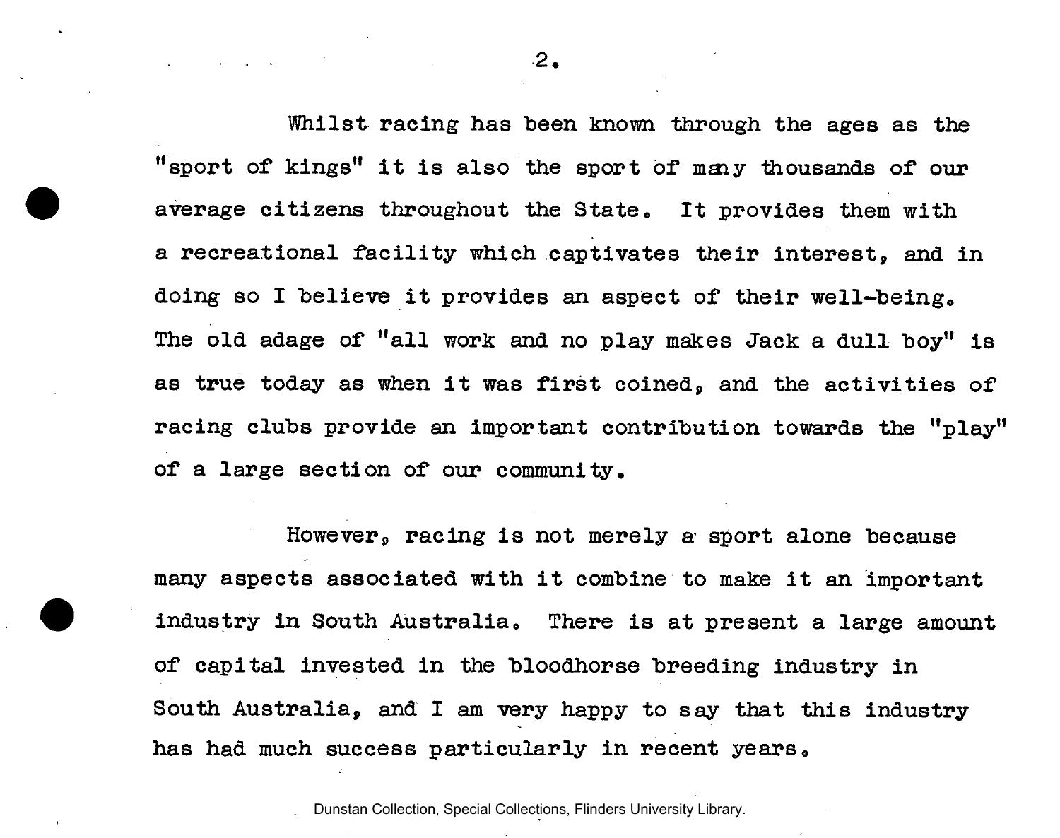Whilst racing has been known through the ages as the "sport of kings" it is also the sport of many thousands of our average citizens throughout the State. It provides them with a recreational facility which captivates their interest, and in doing so I believe it provides an aspect of their well-being. The old adage of "all work and no play makes Jack a dull boy" is as true today as when it was first coined, and the activities of racing clubs provide an important contribution towards the "play" of a large section of our community.

However, racing is not merely a sport alone because many aspects associated with it combine to make it an important industry in South Australia. There is at present a large amount of capital invested in the bloodhorse breeding industry in South Australia, and I am very happy to say that this industry has had much success particularly in recent years.

Dunstan Collection, Special Collections, Flinders University Library.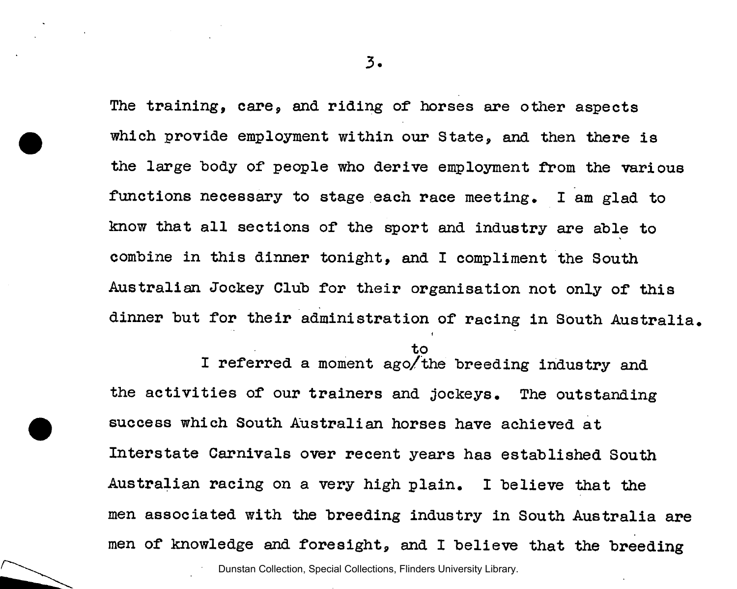The training, care, and riding of horses are other aspects which provide employment within our State, and then there is the large body of people who derive employment from the various functions necessary to stage each race meeting. I am glad to know that all sections of the sport and industry are able to combine in this dinner tonight, and I compliment the South Australian Jockey Club for their organisation not only of this dinner but for their administration of racing in South Australia.

I referred a moment ago to the breeding industry and the activities of our trainers and jockeys. The outstanding success which South Australian horses have achieved at Interstate Carnivals over recent years has established South Australian racing on a very high plain. I believe that the men associated with the breeding industry in South Australia are men of knowledge and foresight, and I believe that the breeding

Dunstan Collection, Special Collections, Flinders University Library.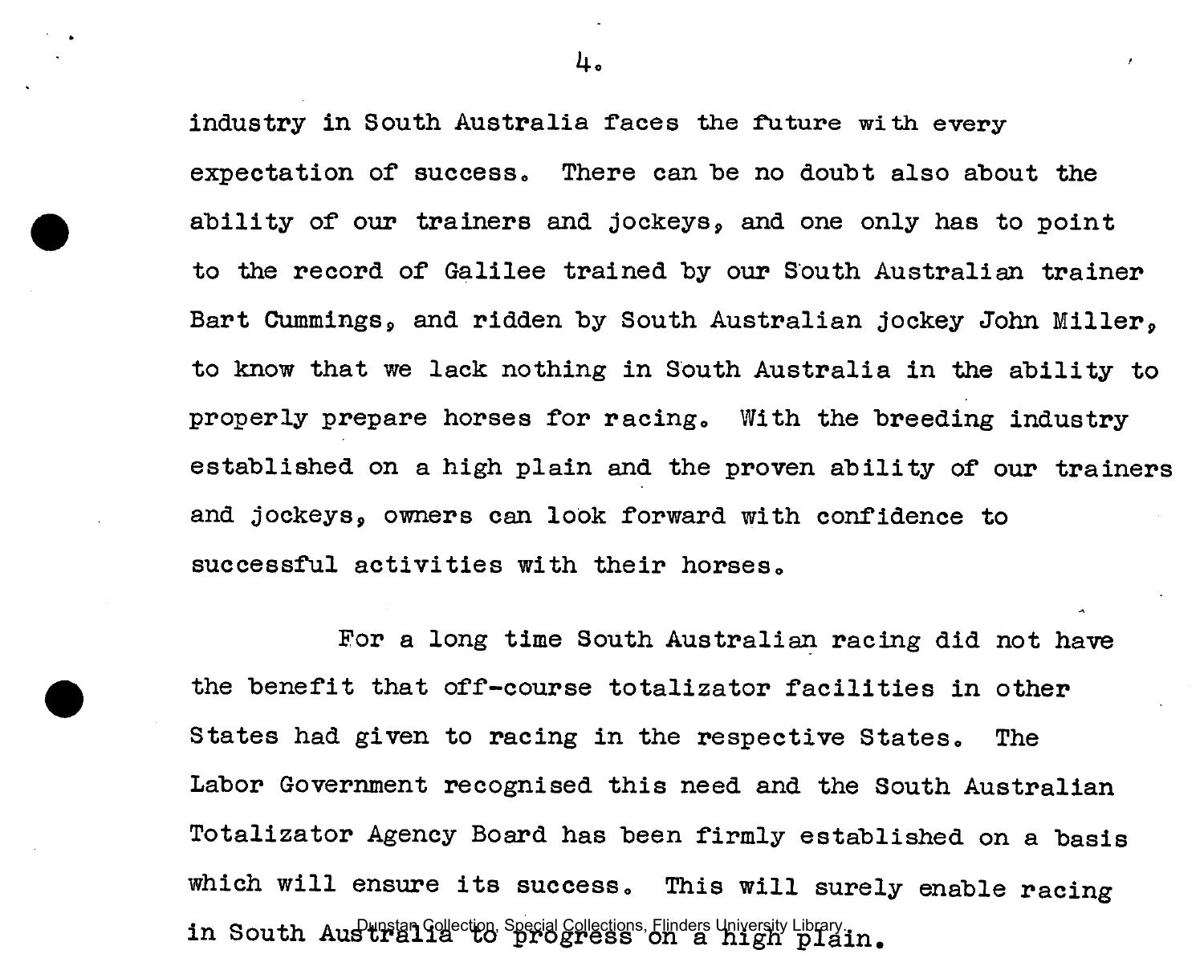industry in South Australia faces the future with every expectation of success. There can be no doubt also about the ability of our trainers and jockeys, and one only has to point to the record of Galilee trained by our South Australian trainer Bart Cummings, and ridden by South Australian jockey John Miller, to know that we lack nothing in South Australia in the ability to properly prepare horses for racing. With the breeding industry established on a high plain and the proven ability of our trainers and jockeys, owners can look forward with confidence to successful activities with their horses.

For a long time South Australian racing did not have the benefit that off-course totalizator facilities in other States had given to racing in the respective States. The Labor Government recognised this need and the South Australian Totalizator Agency Board has been firmly established on a basis which will ensure its success. This will surely enable racing in South Australia to progress on a high plain.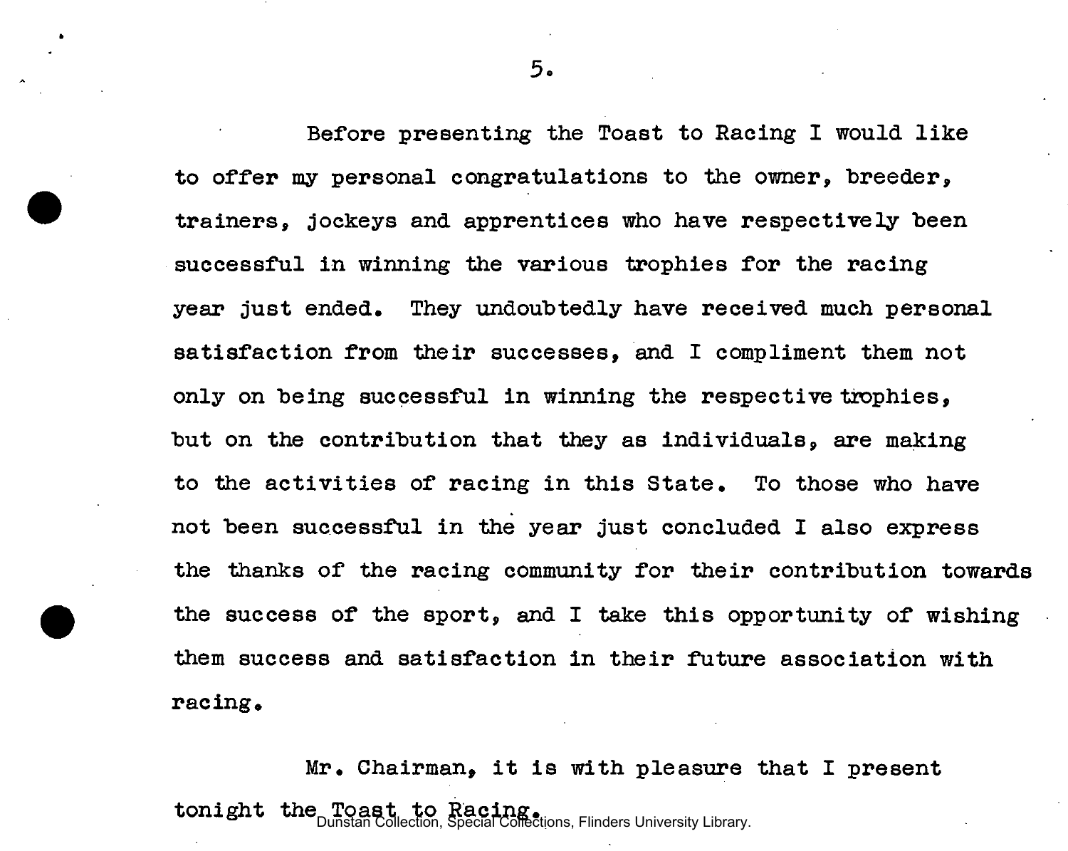Before presenting the Toast to Racing I would like to offer my personal congratulations to the owner, breeder, trainers, jockeys and apprentices who have respectively been successful in winning the various trophies for the racing year just ended. They undoubtedly have received much personal satisfaction from their successes, and I compliment them not only on being successful in winning the respective trophies, but on the contribution that they as individuals, are making to the activities of racing in this State. To those who have not been successful in the year just concluded I also express the thanks of the racing community for their contribution towards the success of the sport, and I take this opportunity of wishing them success and satisfaction in their future association with racing.

Mr. Chairman, it is with pleasure that I present tonight the Toast to Racing.

Dunstan Collection, Special Collections, Flinders University Library.